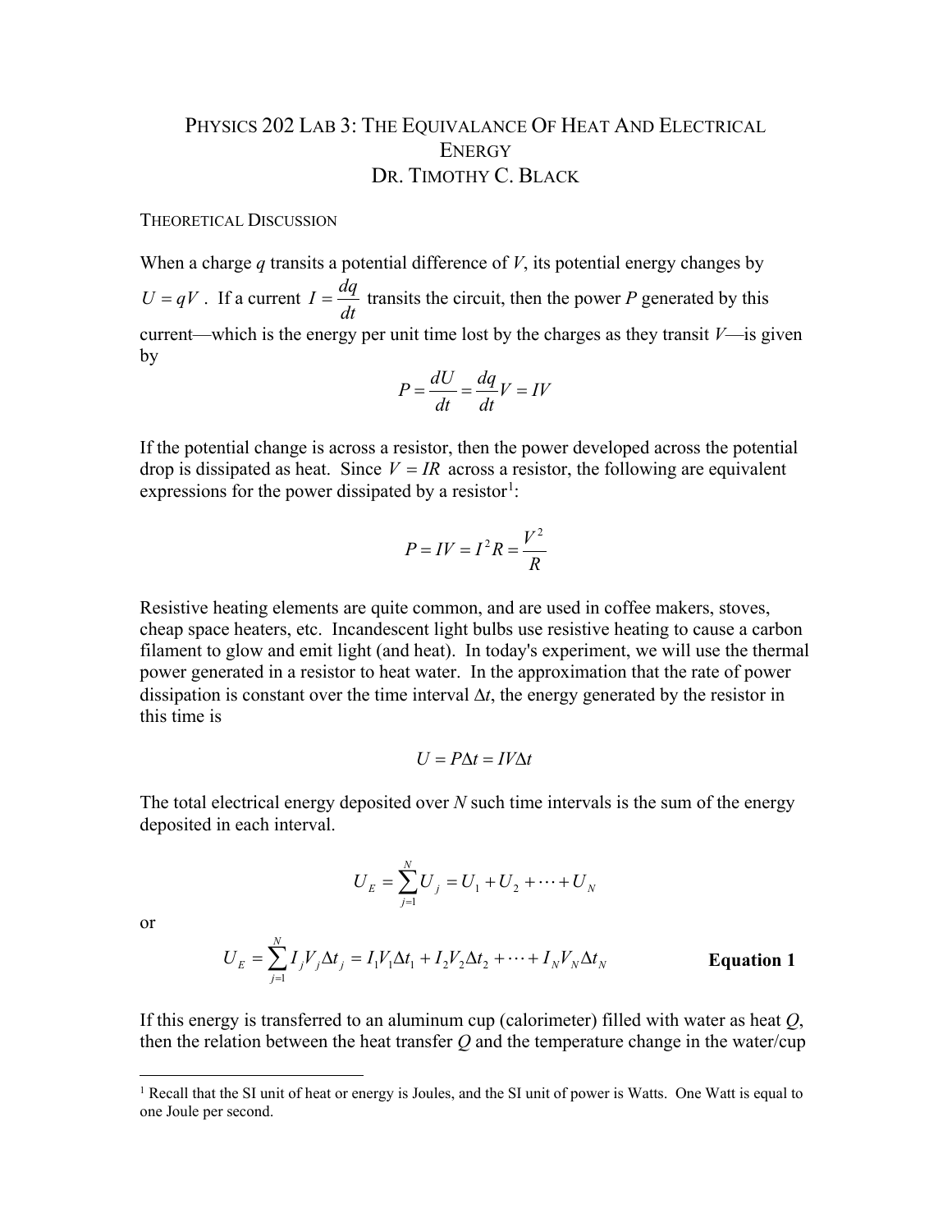# Physics 202 Lab 3: The Equivalance Of Heat And Electrical Energy

## Dr. Timothy C. Black

### Theoretical Discussion

When a charge $q$ transits a potential difference of $V$, its potential energy changes by $U = qV$. If a current $I = \dfrac{dq}{dt}$ transits the circuit, then the power $P$ generated by this current—which is the energy per unit time lost by the charges as they transit $V$—is given by

$$P = \frac{dU}{dt} = \frac{dq}{dt}V = IV$$

If the potential change is across a resistor, then the power developed across the potential drop is dissipated as heat. Since $V = IR$ across a resistor, the following are equivalent expressions for the power dissipated by a resistor[1]:

$$P = IV = I^2 R = \frac{V^2}{R}$$

Resistive heating elements are quite common, and are used in coffee makers, stoves, cheap space heaters, etc. Incandescent light bulbs use resistive heating to cause a carbon filament to glow and emit light (and heat). In today's experiment, we will use the thermal power generated in a resistor to heat water. In the approximation that the rate of power dissipation is constant over the time interval $\Delta t$, the energy generated by the resistor in this time is

$$U = P\Delta t = IV\Delta t$$

The total electrical energy deposited over $N$ such time intervals is the sum of the energy deposited in each interval.

$$U_E = \sum_{j=1}^{N} U_j = U_1 + U_2 + \cdots + U_N$$

or

$$U_E = \sum_{j=1}^{N} I_j V_j \Delta t_j = I_1 V_1 \Delta t_1 + I_2 V_2 \Delta t_2 + \cdots + I_N V_N \Delta t_N \qquad \textbf{Equation 1}$$

If this energy is transferred to an aluminum cup (calorimeter) filled with water as heat $Q$, then the relation between the heat transfer $Q$ and the temperature change in the water/cup

[1] Recall that the SI unit of heat or energy is Joules, and the SI unit of power is Watts. One Watt is equal to one Joule per second.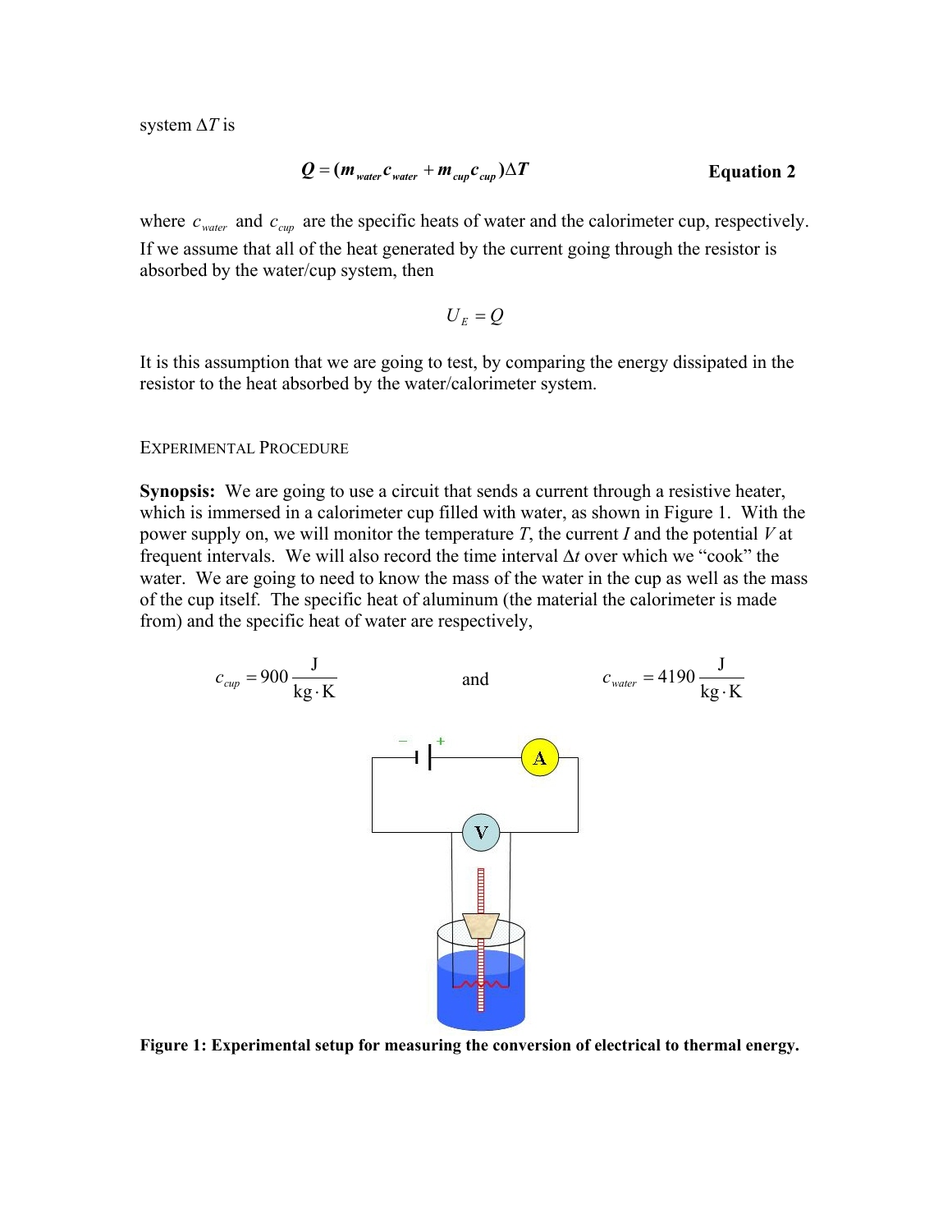system $\Delta T$ is

$$\boldsymbol{Q} = (\boldsymbol{m}_{water}\boldsymbol{c}_{water} + \boldsymbol{m}_{cup}\boldsymbol{c}_{cup})\Delta \boldsymbol{T} \qquad \textbf{Equation 2}$$

where $c_{water}$ and $c_{cup}$ are the specific heats of water and the calorimeter cup, respectively. If we assume that all of the heat generated by the current going through the resistor is absorbed by the water/cup system, then

$$U_E = Q$$

It is this assumption that we are going to test, by comparing the energy dissipated in the resistor to the heat absorbed by the water/calorimeter system.

## Experimental Procedure

**Synopsis:** We are going to use a circuit that sends a current through a resistive heater, which is immersed in a calorimeter cup filled with water, as shown in Figure 1. With the power supply on, we will monitor the temperature $T$, the current $I$ and the potential $V$ at frequent intervals. We will also record the time interval $\Delta t$ over which we "cook" the water. We are going to need to know the mass of the water in the cup as well as the mass of the cup itself. The specific heat of aluminum (the material the calorimeter is made from) and the specific heat of water are respectively,

$$c_{cup} = 900\,\frac{\text{J}}{\text{kg}\cdot\text{K}} \qquad \text{and} \qquad c_{water} = 4190\,\frac{\text{J}}{\text{kg}\cdot\text{K}}$$

**Figure 1: Experimental setup for measuring the conversion of electrical to thermal energy.**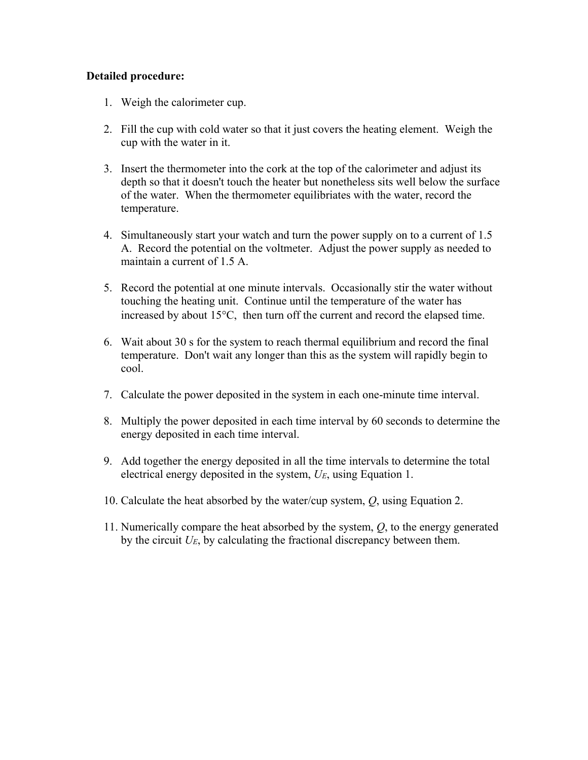**Detailed procedure:**

1. Weigh the calorimeter cup.

2. Fill the cup with cold water so that it just covers the heating element. Weigh the cup with the water in it.

3. Insert the thermometer into the cork at the top of the calorimeter and adjust its depth so that it doesn't touch the heater but nonetheless sits well below the surface of the water. When the thermometer equilibriates with the water, record the temperature.

4. Simultaneously start your watch and turn the power supply on to a current of 1.5 A. Record the potential on the voltmeter. Adjust the power supply as needed to maintain a current of 1.5 A.

5. Record the potential at one minute intervals. Occasionally stir the water without touching the heating unit. Continue until the temperature of the water has increased by about 15°C, then turn off the current and record the elapsed time.

6. Wait about 30 s for the system to reach thermal equilibrium and record the final temperature. Don't wait any longer than this as the system will rapidly begin to cool.

7. Calculate the power deposited in the system in each one-minute time interval.

8. Multiply the power deposited in each time interval by 60 seconds to determine the energy deposited in each time interval.

9. Add together the energy deposited in all the time intervals to determine the total electrical energy deposited in the system, $U_E$, using Equation 1.

10. Calculate the heat absorbed by the water/cup system, $Q$, using Equation 2.

11. Numerically compare the heat absorbed by the system, $Q$, to the energy generated by the circuit $U_E$, by calculating the fractional discrepancy between them.